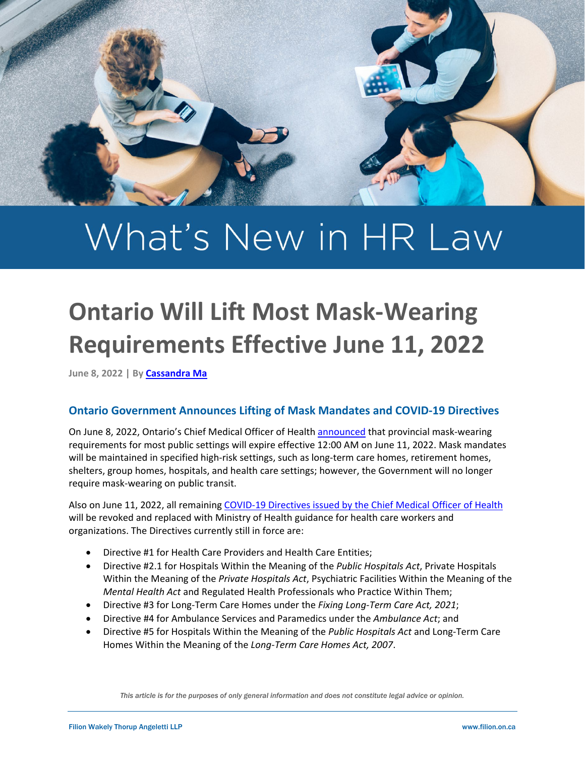# What's New in HR Law

# Ontario Will Lift Most Mask-Wearing Requirements Effective June 11, 2022

**June 8, 2022 | By Cassandra Ma**

## Ontario Government Announces Lifting of Mask Mandates and COVID-19 Directives

On June 8, 2022, Ontario's Chief Medical Officer of Health announced that provincial mask-wearing requirements for most public settings will expire effective 12:00 AM on June 11, 2022. Mask mandates will be maintained in specified high-risk settings, such as long-term care homes, retirement homes, shelters, group homes, hospitals, and health care settings; however, the Government will no longer require mask-wearing on public transit.

Also on June 11, 2022, all remaining COVID-19 Directives issued by the Chief Medical Officer of Health will be revoked and replaced with Ministry of Health guidance for health care workers and organizations. The Directives currently still in force are:

- Directive #1 for Health Care Providers and Health Care Entities;
- Directive #2.1 for Hospitals Within the Meaning of the *Public Hospitals Act*, Private Hospitals Within the Meaning of the *Private Hospitals Act*, Psychiatric Facilities Within the Meaning of the *Mental Health Act* and Regulated Health Professionals who Practice Within Them;
- Directive #3 for Long-Term Care Homes under the *Fixing Long-Term Care Act, 2021*;
- Directive #4 for Ambulance Services and Paramedics under the *Ambulance Act*; and
- Directive #5 for Hospitals Within the Meaning of the *Public Hospitals Act* and Long-Term Care Homes Within the Meaning of the *Long-Term Care Homes Act, 2007*.

*This article is for the purposes of only general information and does not constitute legal advice or opinion.*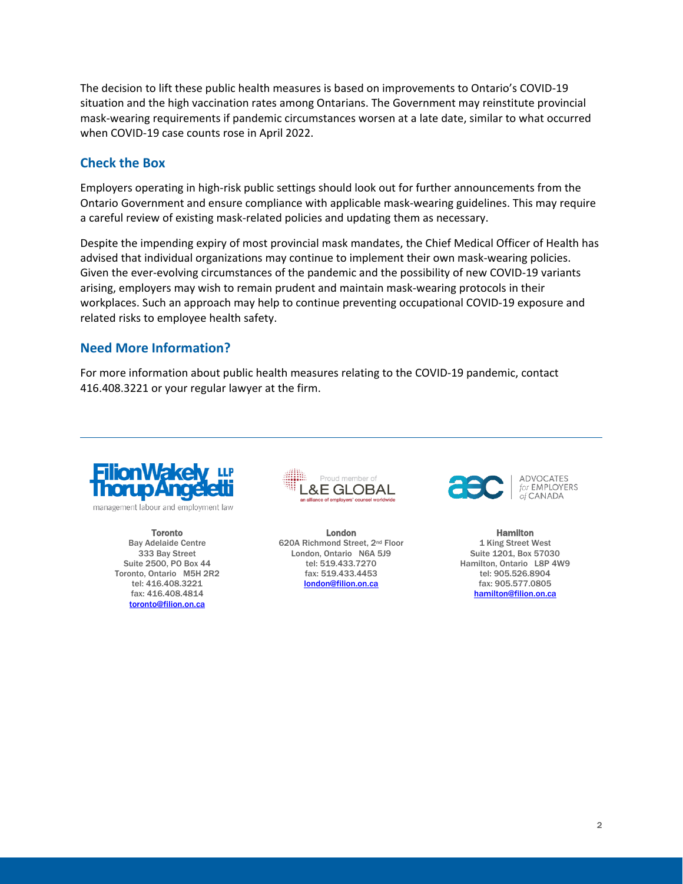The decision to lift these public health measures is based on improvements to Ontario's COVID-19 situation and the high vaccination rates among Ontarians. The Government may reinstitute provincial mask-wearing requirements if pandemic circumstances worsen at a late date, similar to what occurred when COVID-19 case counts rose in April 2022.

## Check the Box

Employers operating in high-risk public settings should look out for further announcements from the Ontario Government and ensure compliance with applicable mask-wearing guidelines. This may require a careful review of existing mask-related policies and updating them as necessary.

Despite the impending expiry of most provincial mask mandates, the Chief Medical Officer of Health has advised that individual organizations may continue to implement their own mask-wearing policies. Given the ever-evolving circumstances of the pandemic and the possibility of new COVID-19 variants arising, employers may wish to remain prudent and maintain mask-wearing protocols in their workplaces. Such an approach may help to continue preventing occupational COVID-19 exposure and related risks to employee health safety.

## Need More Information?

For more information about public health measures relating to the COVID-19 pandemic, contact 416.408.3221 or your regular lawyer at the firm.

---

Filion Wakely Thorup Angeletti LLP
management labour and employment law

Proud member of L&E GLOBAL
an alliance of employers' counsel worldwide

aec | ADVOCATES for EMPLOYERS of CANADA

**Toronto**
Bay Adelaide Centre
333 Bay Street
Suite 2500, PO Box 44
Toronto, Ontario M5H 2R2
tel: 416.408.3221
fax: 416.408.4814
toronto@filion.on.ca

**London**
620A Richmond Street, 2nd Floor
London, Ontario N6A 5J9
tel: 519.433.7270
fax: 519.433.4453
london@filion.on.ca

**Hamilton**
1 King Street West
Suite 1201, Box 57030
Hamilton, Ontario L8P 4W9
tel: 905.526.8904
fax: 905.577.0805
hamilton@filion.on.ca